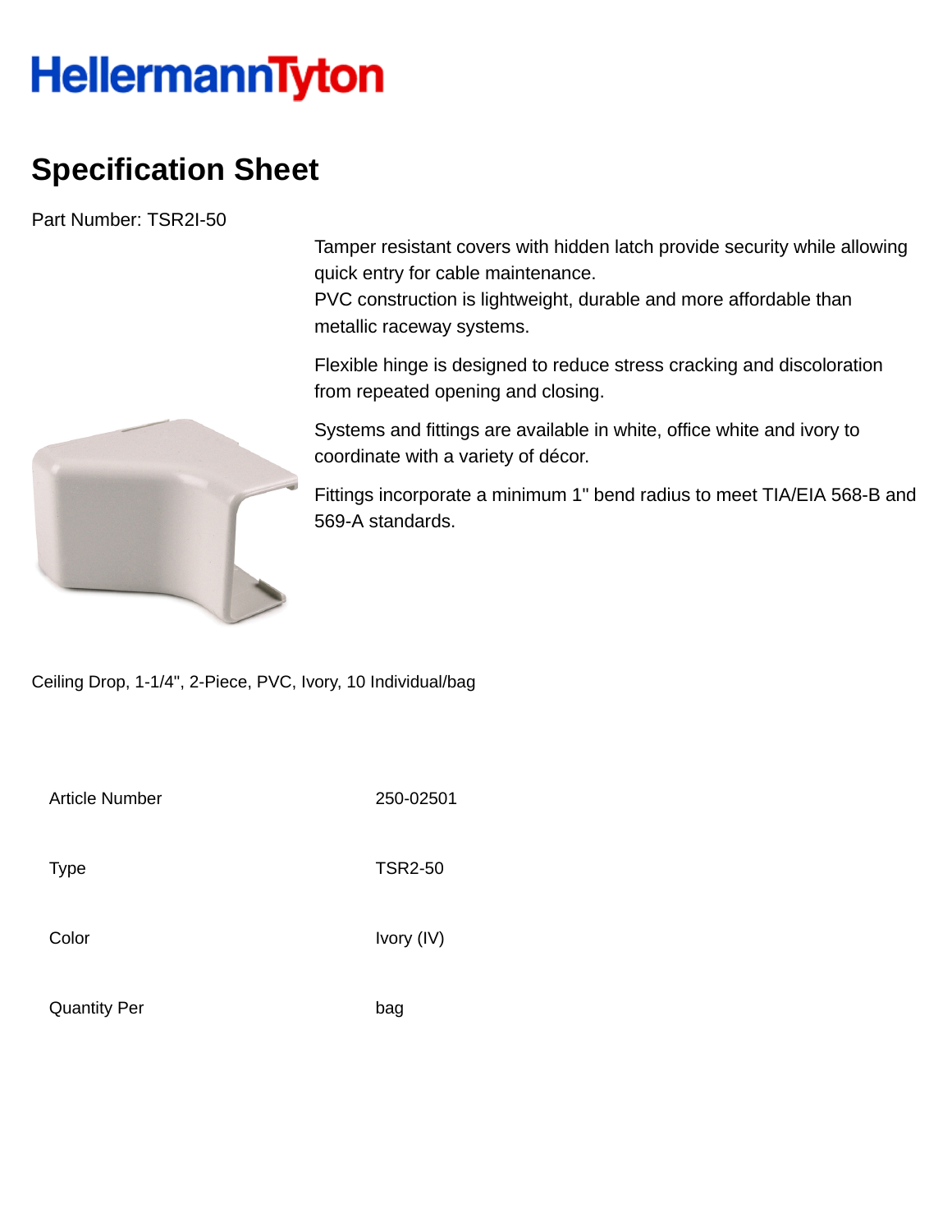HellermannTyton

# Specification Sheet

Part Number: TSR2I-50

Tamper resistant covers with hidden latch provide security while allowing quick entry for cable maintenance.
PVC construction is lightweight, durable and more affordable than metallic raceway systems.

Flexible hinge is designed to reduce stress cracking and discoloration from repeated opening and closing.

Systems and fittings are available in white, office white and ivory to coordinate with a variety of décor.

Fittings incorporate a minimum 1" bend radius to meet TIA/EIA 568-B and 569-A standards.

Ceiling Drop, 1-1/4", 2-Piece, PVC, Ivory, 10 Individual/bag

| | |
|---|---|
| Article Number | 250-02501 |
| Type | TSR2-50 |
| Color | Ivory (IV) |
| Quantity Per | bag |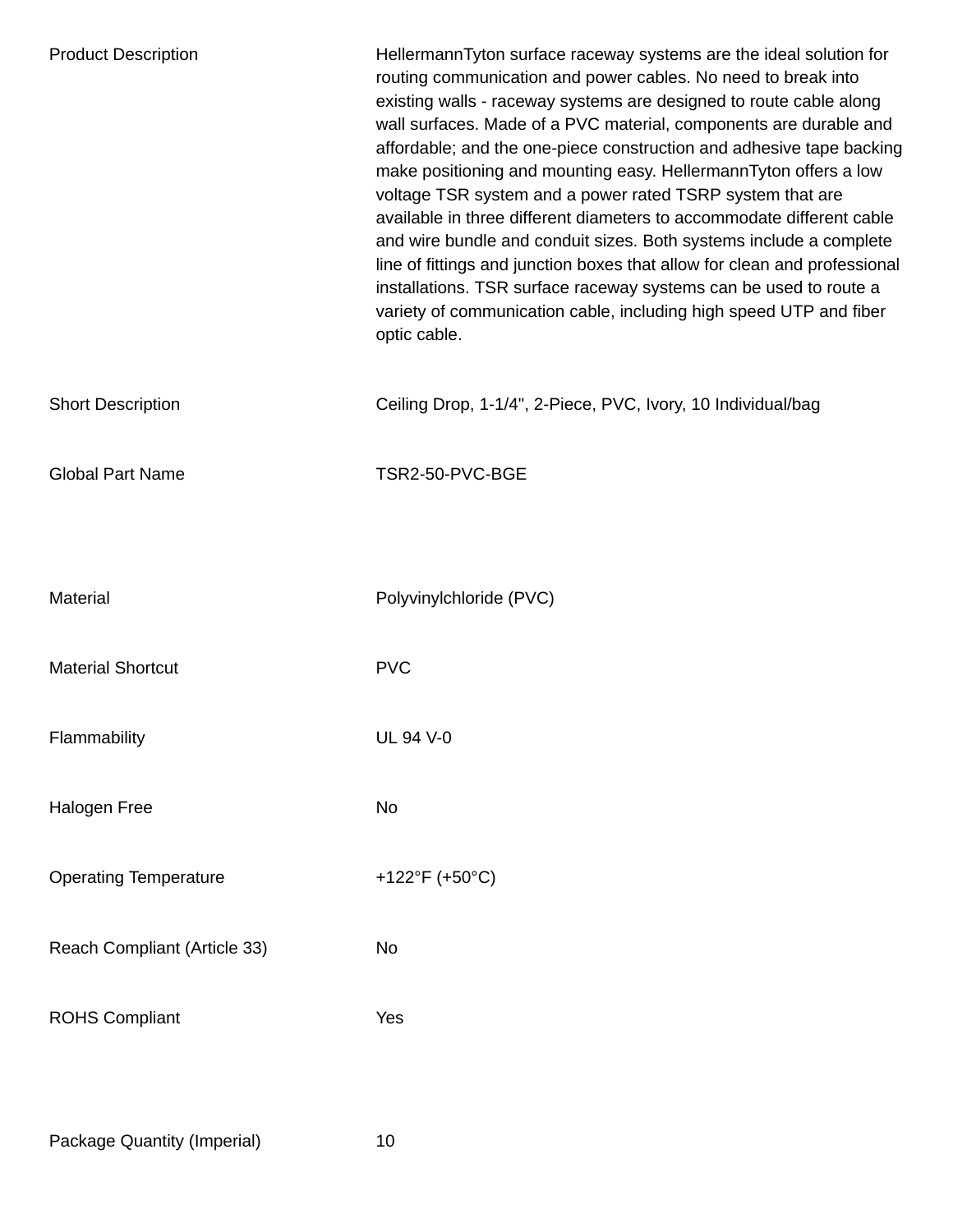| | |
|---|---|
| Product Description | HellermannTyton surface raceway systems are the ideal solution for routing communication and power cables. No need to break into existing walls - raceway systems are designed to route cable along wall surfaces. Made of a PVC material, components are durable and affordable; and the one-piece construction and adhesive tape backing make positioning and mounting easy. HellermannTyton offers a low voltage TSR system and a power rated TSRP system that are available in three different diameters to accommodate different cable and wire bundle and conduit sizes. Both systems include a complete line of fittings and junction boxes that allow for clean and professional installations. TSR surface raceway systems can be used to route a variety of communication cable, including high speed UTP and fiber optic cable. |
| Short Description | Ceiling Drop, 1-1/4", 2-Piece, PVC, Ivory, 10 Individual/bag |
| Global Part Name | TSR2-50-PVC-BGE |
| Material | Polyvinylchloride (PVC) |
| Material Shortcut | PVC |
| Flammability | UL 94 V-0 |
| Halogen Free | No |
| Operating Temperature | +122°F (+50°C) |
| Reach Compliant (Article 33) | No |
| ROHS Compliant | Yes |
| Package Quantity (Imperial) | 10 |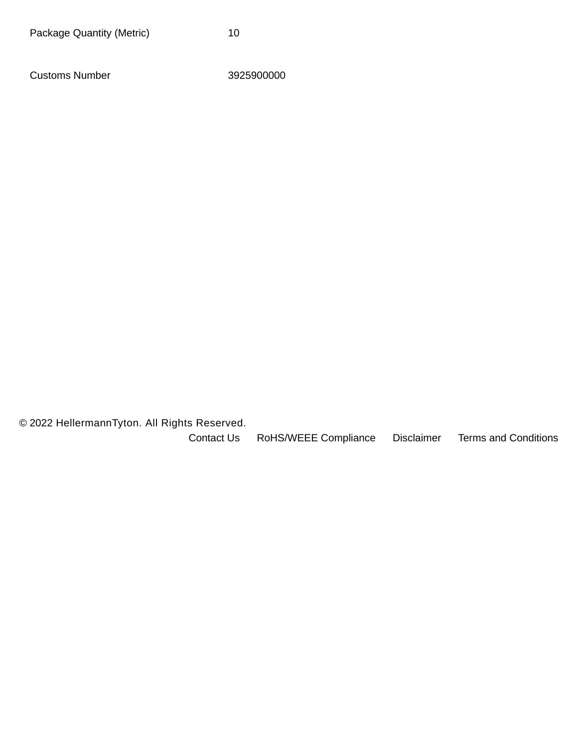| | |
|---|---|
| Package Quantity (Metric) | 10 |
| Customs Number | 3925900000 |

© 2022 HellermannTyton. All Rights Reserved.

Contact Us RoHS/WEEE Compliance Disclaimer Terms and Conditions